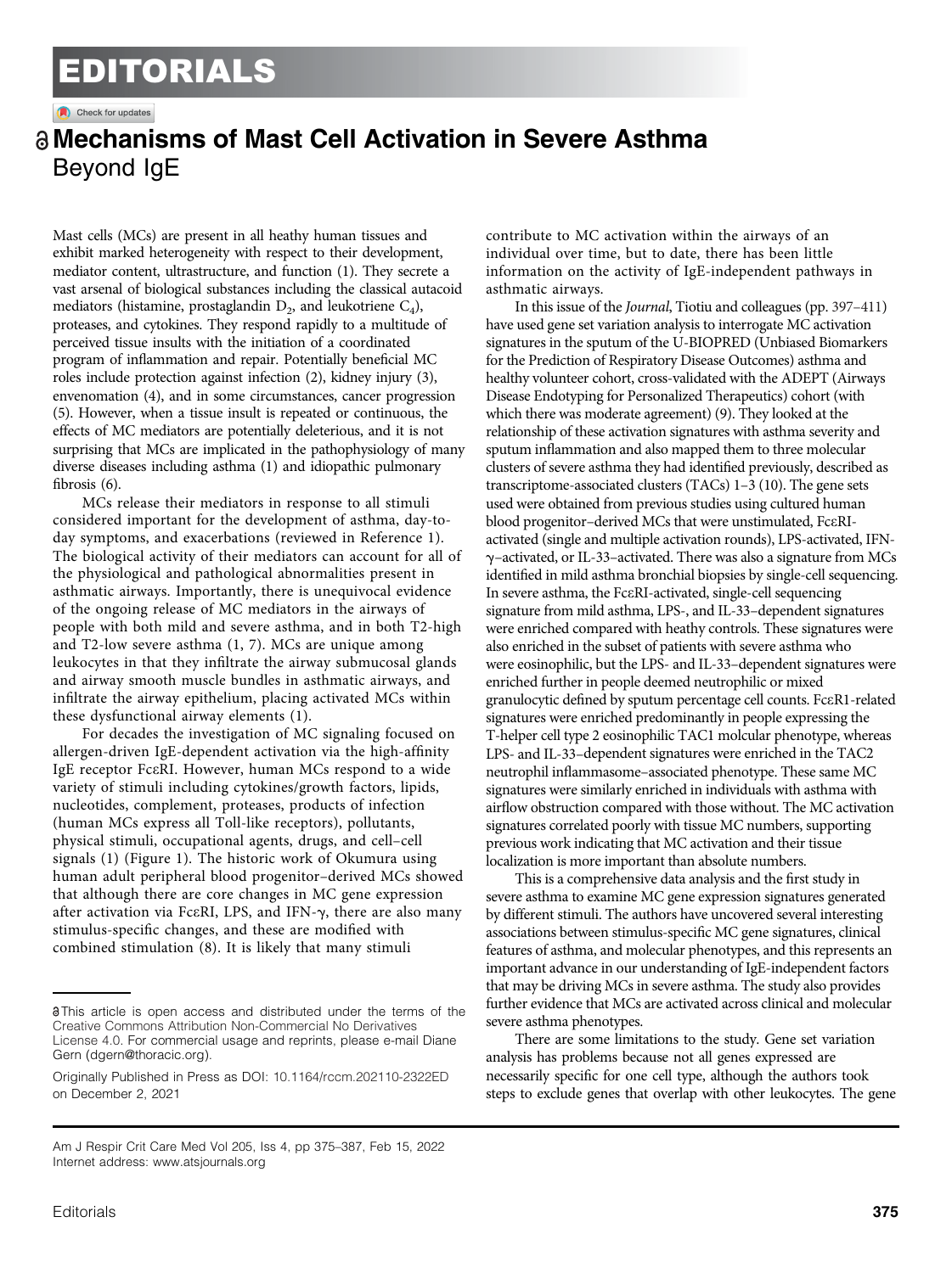# EDITORIALS

## Mechanisms of Mast Cell Activation in Severe Asthma
Beyond IgE

Mast cells (MCs) are present in all heathy human tissues and exhibit marked heterogeneity with respect to their development, mediator content, ultrastructure, and function (1). They secrete a vast arsenal of biological substances including the classical autacoid mediators (histamine, prostaglandin $D_2$, and leukotriene $C_4$), proteases, and cytokines. They respond rapidly to a multitude of perceived tissue insults with the initiation of a coordinated program of inflammation and repair. Potentially beneficial MC roles include protection against infection (2), kidney injury (3), envenomation (4), and in some circumstances, cancer progression (5). However, when a tissue insult is repeated or continuous, the effects of MC mediators are potentially deleterious, and it is not surprising that MCs are implicated in the pathophysiology of many diverse diseases including asthma (1) and idiopathic pulmonary fibrosis (6).

MCs release their mediators in response to all stimuli considered important for the development of asthma, day-to-day symptoms, and exacerbations (reviewed in Reference 1). The biological activity of their mediators can account for all of the physiological and pathological abnormalities present in asthmatic airways. Importantly, there is unequivocal evidence of the ongoing release of MC mediators in the airways of people with both mild and severe asthma, and in both T2-high and T2-low severe asthma (1, 7). MCs are unique among leukocytes in that they infiltrate the airway submucosal glands and airway smooth muscle bundles in asthmatic airways, and infiltrate the airway epithelium, placing activated MCs within these dysfunctional airway elements (1).

For decades the investigation of MC signaling focused on allergen-driven IgE-dependent activation via the high-affinity IgE receptor FcεRI. However, human MCs respond to a wide variety of stimuli including cytokines/growth factors, lipids, nucleotides, complement, proteases, products of infection (human MCs express all Toll-like receptors), pollutants, physical stimuli, occupational agents, drugs, and cell–cell signals (1) (Figure 1). The historic work of Okumura using human adult peripheral blood progenitor–derived MCs showed that although there are core changes in MC gene expression after activation via FcεRI, LPS, and IFN-γ, there are also many stimulus-specific changes, and these are modified with combined stimulation (8). It is likely that many stimuli contribute to MC activation within the airways of an individual over time, but to date, there has been little information on the activity of IgE-independent pathways in asthmatic airways.

In this issue of the *Journal*, Tiotiu and colleagues (pp. 397–411) have used gene set variation analysis to interrogate MC activation signatures in the sputum of the U-BIOPRED (Unbiased Biomarkers for the Prediction of Respiratory Disease Outcomes) asthma and healthy volunteer cohort, cross-validated with the ADEPT (Airways Disease Endotyping for Personalized Therapeutics) cohort (with which there was moderate agreement) (9). They looked at the relationship of these activation signatures with asthma severity and sputum inflammation and also mapped them to three molecular clusters of severe asthma they had identified previously, described as transcriptome-associated clusters (TACs) 1–3 (10). The gene sets used were obtained from previous studies using cultured human blood progenitor–derived MCs that were unstimulated, FcεRI-activated (single and multiple activation rounds), LPS-activated, IFN-γ–activated, or IL-33–activated. There was also a signature from MCs identified in mild asthma bronchial biopsies by single-cell sequencing. In severe asthma, the FcεRI-activated, single-cell sequencing signature from mild asthma, LPS-, and IL-33–dependent signatures were enriched compared with heathy controls. These signatures were also enriched in the subset of patients with severe asthma who were eosinophilic, but the LPS- and IL-33–dependent signatures were enriched further in people deemed neutrophilic or mixed granulocytic defined by sputum percentage cell counts. FcεR1-related signatures were enriched predominantly in people expressing the T-helper cell type 2 eosinophilic TAC1 molcular phenotype, whereas LPS- and IL-33–dependent signatures were enriched in the TAC2 neutrophil inflammasome–associated phenotype. These same MC signatures were similarly enriched in individuals with asthma with airflow obstruction compared with those without. The MC activation signatures correlated poorly with tissue MC numbers, supporting previous work indicating that MC activation and their tissue localization is more important than absolute numbers.

This is a comprehensive data analysis and the first study in severe asthma to examine MC gene expression signatures generated by different stimuli. The authors have uncovered several interesting associations between stimulus-specific MC gene signatures, clinical features of asthma, and molecular phenotypes, and this represents an important advance in our understanding of IgE-independent factors that may be driving MCs in severe asthma. The study also provides further evidence that MCs are activated across clinical and molecular severe asthma phenotypes.

There are some limitations to the study. Gene set variation analysis has problems because not all genes expressed are necessarily specific for one cell type, although the authors took steps to exclude genes that overlap with other leukocytes. The gene

---

This article is open access and distributed under the terms of the Creative Commons Attribution Non-Commercial No Derivatives License 4.0. For commercial usage and reprints, please e-mail Diane Gern (dgern@thoracic.org).

Originally Published in Press as DOI: 10.1164/rccm.202110-2322ED on December 2, 2021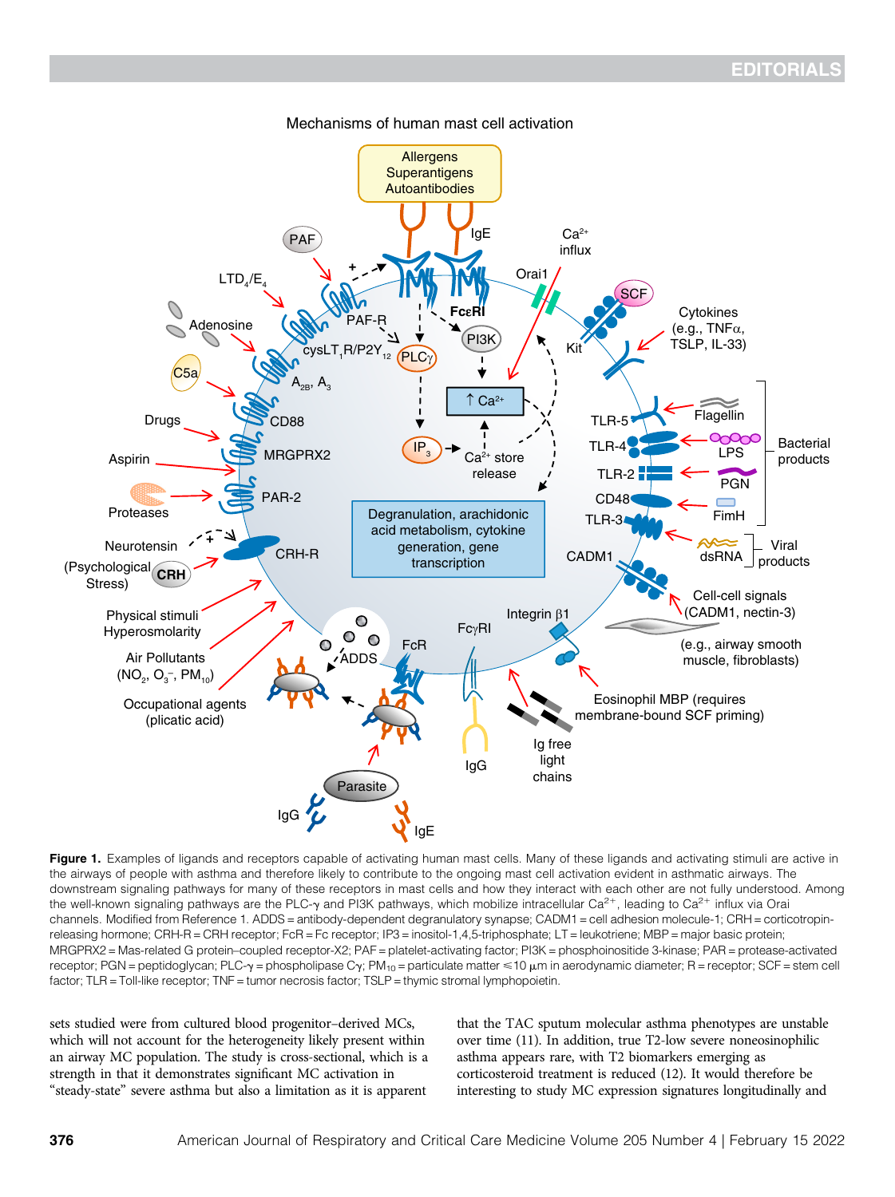Mechanisms of human mast cell activation

**Figure 1.** Examples of ligands and receptors capable of activating human mast cells. Many of these ligands and activating stimuli are active in the airways of people with asthma and therefore likely to contribute to the ongoing mast cell activation evident in asthmatic airways. The downstream signaling pathways for many of these receptors in mast cells and how they interact with each other are not fully understood. Among the well-known signaling pathways are the PLC-γ and PI3K pathways, which mobilize intracellular $Ca^{2+}$, leading to $Ca^{2+}$ influx via Orai channels. Modified from Reference 1. ADDS = antibody-dependent degranulatory synapse; CADM1 = cell adhesion molecule-1; CRH = corticotropin-releasing hormone; CRH-R = CRH receptor; FcR = Fc receptor; IP3 = inositol-1,4,5-triphosphate; LT = leukotriene; MBP = major basic protein; MRGPRX2 = Mas-related G protein–coupled receptor-X2; PAF = platelet-activating factor; PI3K = phosphoinositide 3-kinase; PAR = protease-activated receptor; PGN = peptidoglycan; PLC-γ = phospholipase Cγ; $PM_{10}$ = particulate matter ≤10 μm in aerodynamic diameter; R = receptor; SCF = stem cell factor; TLR = Toll-like receptor; TNF = tumor necrosis factor; TSLP = thymic stromal lymphopoietin.

sets studied were from cultured blood progenitor–derived MCs, which will not account for the heterogeneity likely present within an airway MC population. The study is cross-sectional, which is a strength in that it demonstrates significant MC activation in "steady-state" severe asthma but also a limitation as it is apparent that the TAC sputum molecular asthma phenotypes are unstable over time (11). In addition, true T2-low severe noneosinophilic asthma appears rare, with T2 biomarkers emerging as corticosteroid treatment is reduced (12). It would therefore be interesting to study MC expression signatures longitudinally and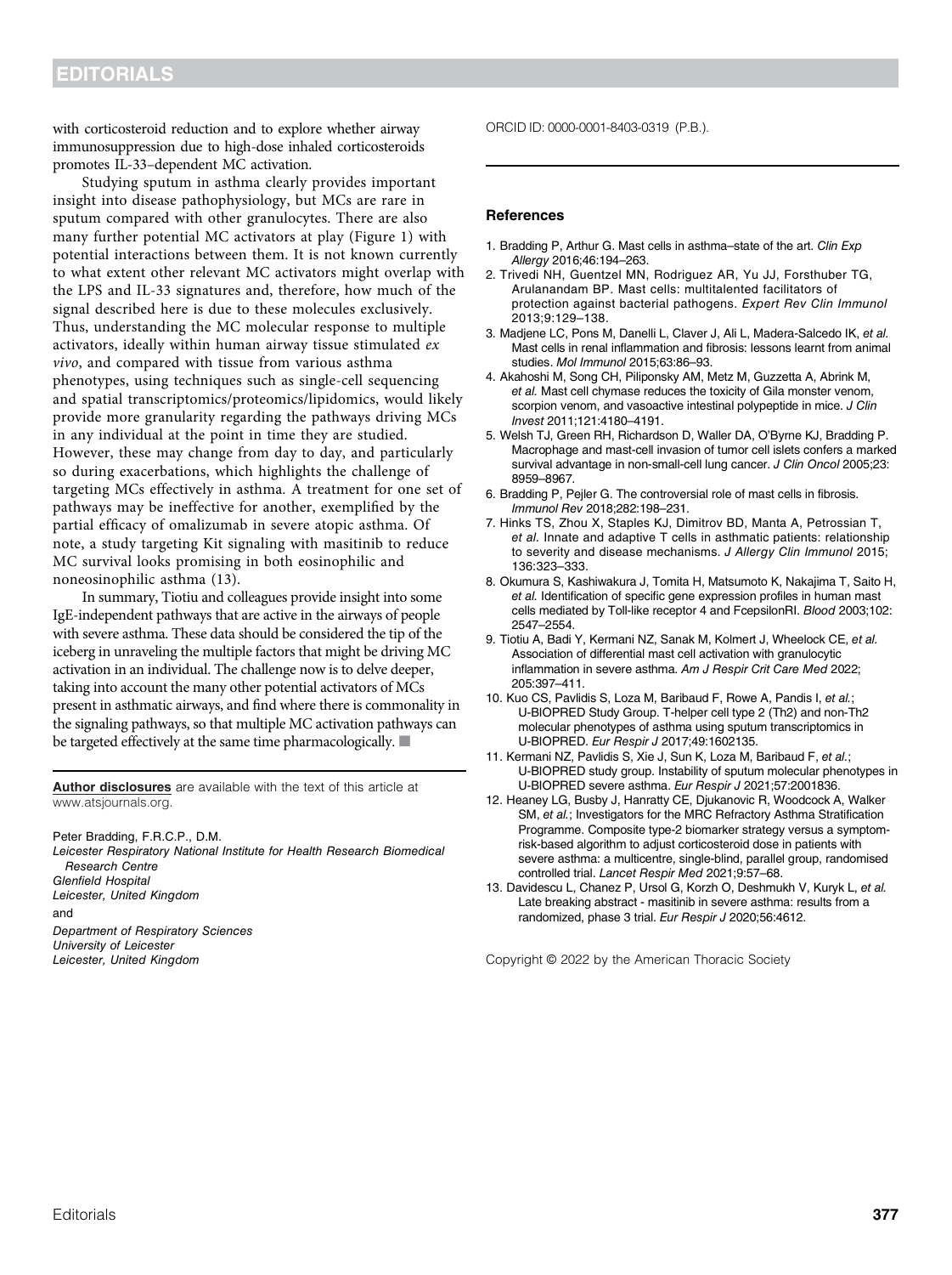with corticosteroid reduction and to explore whether airway immunosuppression due to high-dose inhaled corticosteroids promotes IL-33–dependent MC activation.

Studying sputum in asthma clearly provides important insight into disease pathophysiology, but MCs are rare in sputum compared with other granulocytes. There are also many further potential MC activators at play (Figure 1) with potential interactions between them. It is not known currently to what extent other relevant MC activators might overlap with the LPS and IL-33 signatures and, therefore, how much of the signal described here is due to these molecules exclusively. Thus, understanding the MC molecular response to multiple activators, ideally within human airway tissue stimulated *ex vivo*, and compared with tissue from various asthma phenotypes, using techniques such as single-cell sequencing and spatial transcriptomics/proteomics/lipidomics, would likely provide more granularity regarding the pathways driving MCs in any individual at the point in time they are studied. However, these may change from day to day, and particularly so during exacerbations, which highlights the challenge of targeting MCs effectively in asthma. A treatment for one set of pathways may be ineffective for another, exemplified by the partial efficacy of omalizumab in severe atopic asthma. Of note, a study targeting Kit signaling with masitinib to reduce MC survival looks promising in both eosinophilic and noneosinophilic asthma (13).

In summary, Tiotiu and colleagues provide insight into some IgE-independent pathways that are active in the airways of people with severe asthma. These data should be considered the tip of the iceberg in unraveling the multiple factors that might be driving MC activation in an individual. The challenge now is to delve deeper, taking into account the many other potential activators of MCs present in asthmatic airways, and find where there is commonality in the signaling pathways, so that multiple MC activation pathways can be targeted effectively at the same time pharmacologically. ■

**Author disclosures** are available with the text of this article at www.atsjournals.org.

Peter Bradding, F.R.C.P., D.M.
*Leicester Respiratory National Institute for Health Research Biomedical Research Centre*
*Glenfield Hospital*
*Leicester, United Kingdom*
and
*Department of Respiratory Sciences*
*University of Leicester*
*Leicester, United Kingdom*

ORCID ID: 0000-0001-8403-0319 (P.B.).

## References

1. Bradding P, Arthur G. Mast cells in asthma–state of the art. *Clin Exp Allergy* 2016;46:194–263.
2. Trivedi NH, Guentzel MN, Rodriguez AR, Yu JJ, Forsthuber TG, Arulanandam BP. Mast cells: multitalented facilitators of protection against bacterial pathogens. *Expert Rev Clin Immunol* 2013;9:129–138.
3. Madjene LC, Pons M, Danelli L, Claver J, Ali L, Madera-Salcedo IK, *et al.* Mast cells in renal inflammation and fibrosis: lessons learnt from animal studies. *Mol Immunol* 2015;63:86–93.
4. Akahoshi M, Song CH, Piliponsky AM, Metz M, Guzzetta A, Abrink M, *et al.* Mast cell chymase reduces the toxicity of Gila monster venom, scorpion venom, and vasoactive intestinal polypeptide in mice. *J Clin Invest* 2011;121:4180–4191.
5. Welsh TJ, Green RH, Richardson D, Waller DA, O'Byrne KJ, Bradding P. Macrophage and mast-cell invasion of tumor cell islets confers a marked survival advantage in non-small-cell lung cancer. *J Clin Oncol* 2005;23: 8959–8967.
6. Bradding P, Pejler G. The controversial role of mast cells in fibrosis. *Immunol Rev* 2018;282:198–231.
7. Hinks TS, Zhou X, Staples KJ, Dimitrov BD, Manta A, Petrossian T, *et al.* Innate and adaptive T cells in asthmatic patients: relationship to severity and disease mechanisms. *J Allergy Clin Immunol* 2015; 136:323–333.
8. Okumura S, Kashiwakura J, Tomita H, Matsumoto K, Nakajima T, Saito H, *et al.* Identification of specific gene expression profiles in human mast cells mediated by Toll-like receptor 4 and FcepsilonRI. *Blood* 2003;102: 2547–2554.
9. Tiotiu A, Badi Y, Kermani NZ, Sanak M, Kolmert J, Wheelock CE, *et al.* Association of differential mast cell activation with granulocytic inflammation in severe asthma. *Am J Respir Crit Care Med* 2022; 205:397–411.
10. Kuo CS, Pavlidis S, Loza M, Baribaud F, Rowe A, Pandis I, *et al.*; U-BIOPRED Study Group. T-helper cell type 2 (Th2) and non-Th2 molecular phenotypes of asthma using sputum transcriptomics in U-BIOPRED. *Eur Respir J* 2017;49:1602135.
11. Kermani NZ, Pavlidis S, Xie J, Sun K, Loza M, Baribaud F, *et al.*; U-BIOPRED study group. Instability of sputum molecular phenotypes in U-BIOPRED severe asthma. *Eur Respir J* 2021;57:2001836.
12. Heaney LG, Busby J, Hanratty CE, Djukanovic R, Woodcock A, Walker SM, *et al.*; Investigators for the MRC Refractory Asthma Stratification Programme. Composite type-2 biomarker strategy versus a symptom-risk-based algorithm to adjust corticosteroid dose in patients with severe asthma: a multicentre, single-blind, parallel group, randomised controlled trial. *Lancet Respir Med* 2021;9:57–68.
13. Davidescu L, Chanez P, Ursol G, Korzh O, Deshmukh V, Kuryk L, *et al.* Late breaking abstract - masitinib in severe asthma: results from a randomized, phase 3 trial. *Eur Respir J* 2020;56:4612.

Copyright © 2022 by the American Thoracic Society